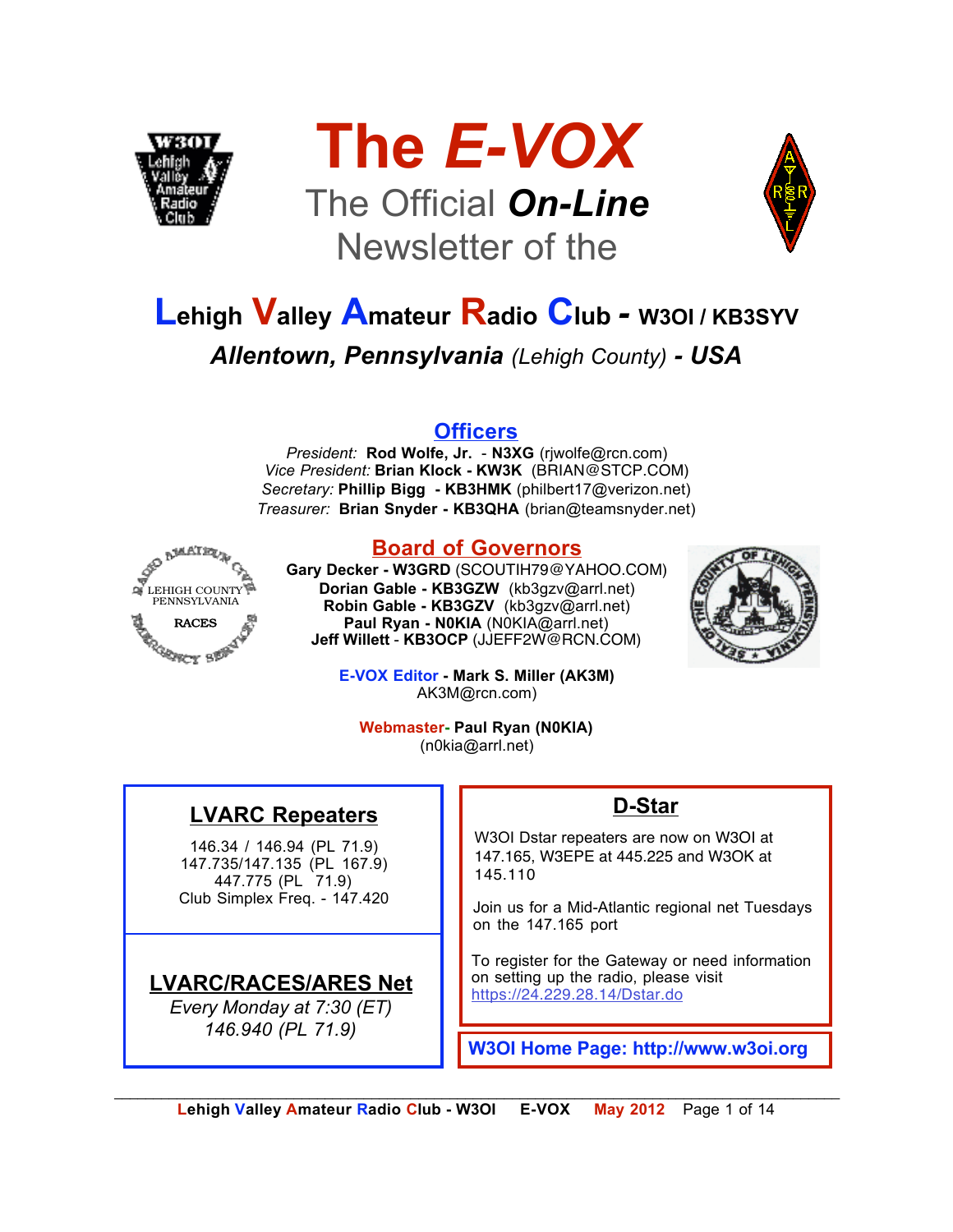# The *E-VOX*

## The Official *On-Line* Newsletter of the

## Lehigh Valley Amateur Radio Club - W3OI / KB3SYV

***Allentown, Pennsylvania** (Lehigh County)* ***- USA***

### Officers

*President:* **Rod Wolfe, Jr.** - **N3XG** (rjwolfe@rcn.com)
*Vice President:* **Brian Klock - KW3K** (BRIAN@STCP.COM)
*Secretary:* **Phillip Bigg - KB3HMK** (philbert17@verizon.net)
*Treasurer:* **Brian Snyder - KB3QHA** (brian@teamsnyder.net)

### Board of Governors

**Gary Decker - W3GRD** (SCOUTIH79@YAHOO.COM)
**Dorian Gable - KB3GZW** (kb3gzv@arrl.net)
**Robin Gable - KB3GZV** (kb3gzv@arrl.net)
**Paul Ryan - N0KIA** (N0KIA@arrl.net)
**Jeff Willett** - **KB3OCP** (JJEFF2W@RCN.COM)

**E-VOX Editor - Mark S. Miller (AK3M)**
AK3M@rcn.com)

**Webmaster- Paul Ryan (N0KIA)**
(n0kia@arrl.net)

### LVARC Repeaters

146.34 / 146.94 (PL 71.9)
147.735/147.135 (PL 167.9)
447.775 (PL 71.9)
Club Simplex Freq. - 147.420

### LVARC/RACES/ARES Net

*Every Monday at 7:30 (ET)*
*146.940 (PL 71.9)*

### D-Star

W3OI Dstar repeaters are now on W3OI at 147.165, W3EPE at 445.225 and W3OK at 145.110

Join us for a Mid-Atlantic regional net Tuesdays on the 147.165 port

To register for the Gateway or need information on setting up the radio, please visit https://24.229.28.14/Dstar.do

**W3OI Home Page: http://www.w3oi.org**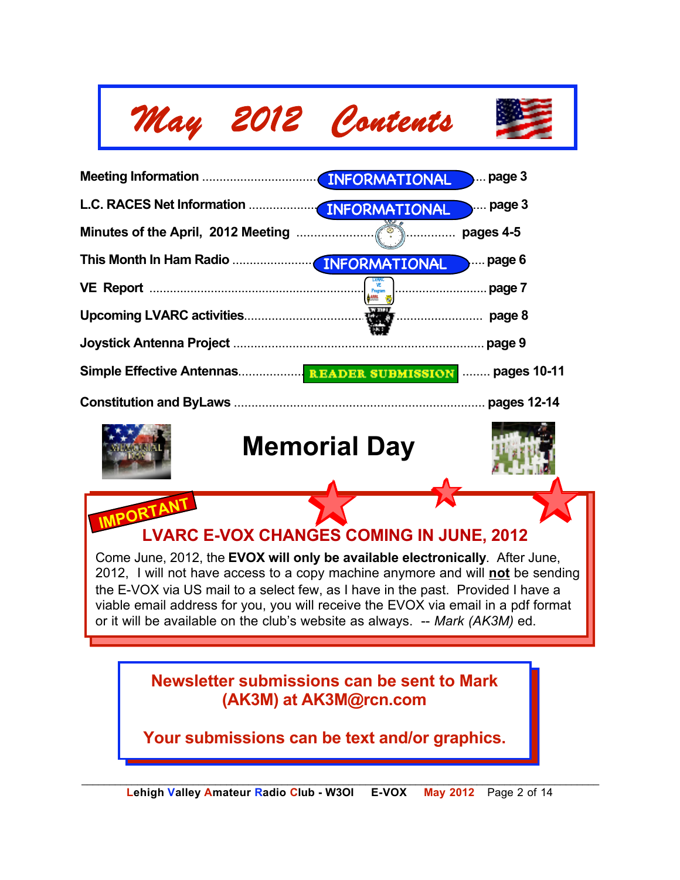# May 2012 Contents

| | | |
|---|---|---|
| Meeting Information | INFORMATIONAL | page 3 |
| L.C. RACES Net Information | INFORMATIONAL | page 3 |
| Minutes of the April, 2012 Meeting | | pages 4-5 |
| This Month In Ham Radio | INFORMATIONAL | page 6 |
| VE Report | | page 7 |
| Upcoming LVARC activities | | page 8 |
| Joystick Antenna Project | | page 9 |
| Simple Effective Antennas | READER SUBMISSION | pages 10-11 |
| Constitution and ByLaws | | pages 12-14 |

# Memorial Day

**IMPORTANT**

## LVARC E-VOX CHANGES COMING IN JUNE, 2012

Come June, 2012, the **EVOX will only be available electronically**. After June, 2012, I will not have access to a copy machine anymore and will **not** be sending the E-VOX via US mail to a select few, as I have in the past. Provided I have a viable email address for you, you will receive the EVOX via email in a pdf format or it will be available on the club's website as always. -- *Mark (AK3M)* ed.

**Newsletter submissions can be sent to Mark (AK3M) at AK3M@rcn.com**

**Your submissions can be text and/or graphics.**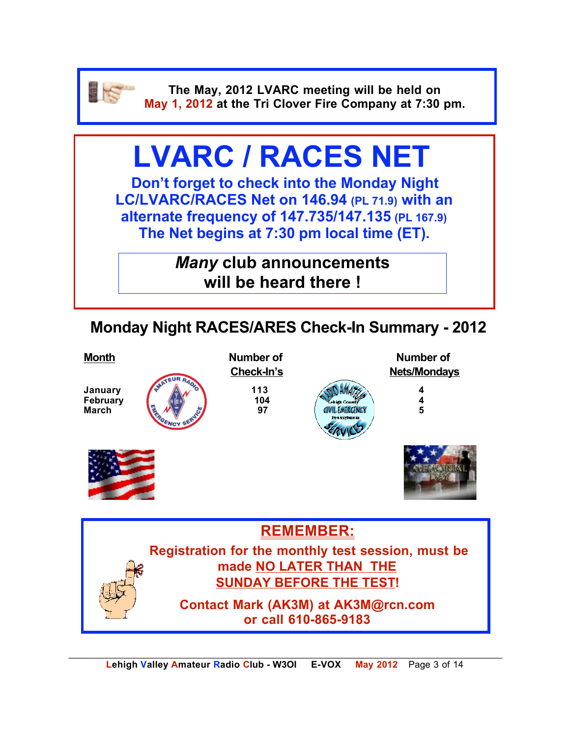The May, 2012 LVARC meeting will be held on **May 1, 2012** at the Tri Clover Fire Company at 7:30 pm.

# LVARC / RACES NET

**Don't forget to check into the Monday Night LC/LVARC/RACES Net on 146.94 (PL 71.9) with an alternate frequency of 147.735/147.135 (PL 167.9)**

**The Net begins at 7:30 pm local time (ET).**

***Many*** **club announcements will be heard there !**

## Monday Night RACES/ARES Check-In Summary - 2012

| Month | Number of Check-In's | Number of Nets/Mondays |
|---|---|---|
| January | 113 | 4 |
| February | 104 | 4 |
| March | 97 | 5 |

**REMEMBER:**

**Registration for the monthly test session, must be made NO LATER THAN THE SUNDAY BEFORE THE TEST!**

**Contact Mark (AK3M) at AK3M@rcn.com or call 610-865-9183**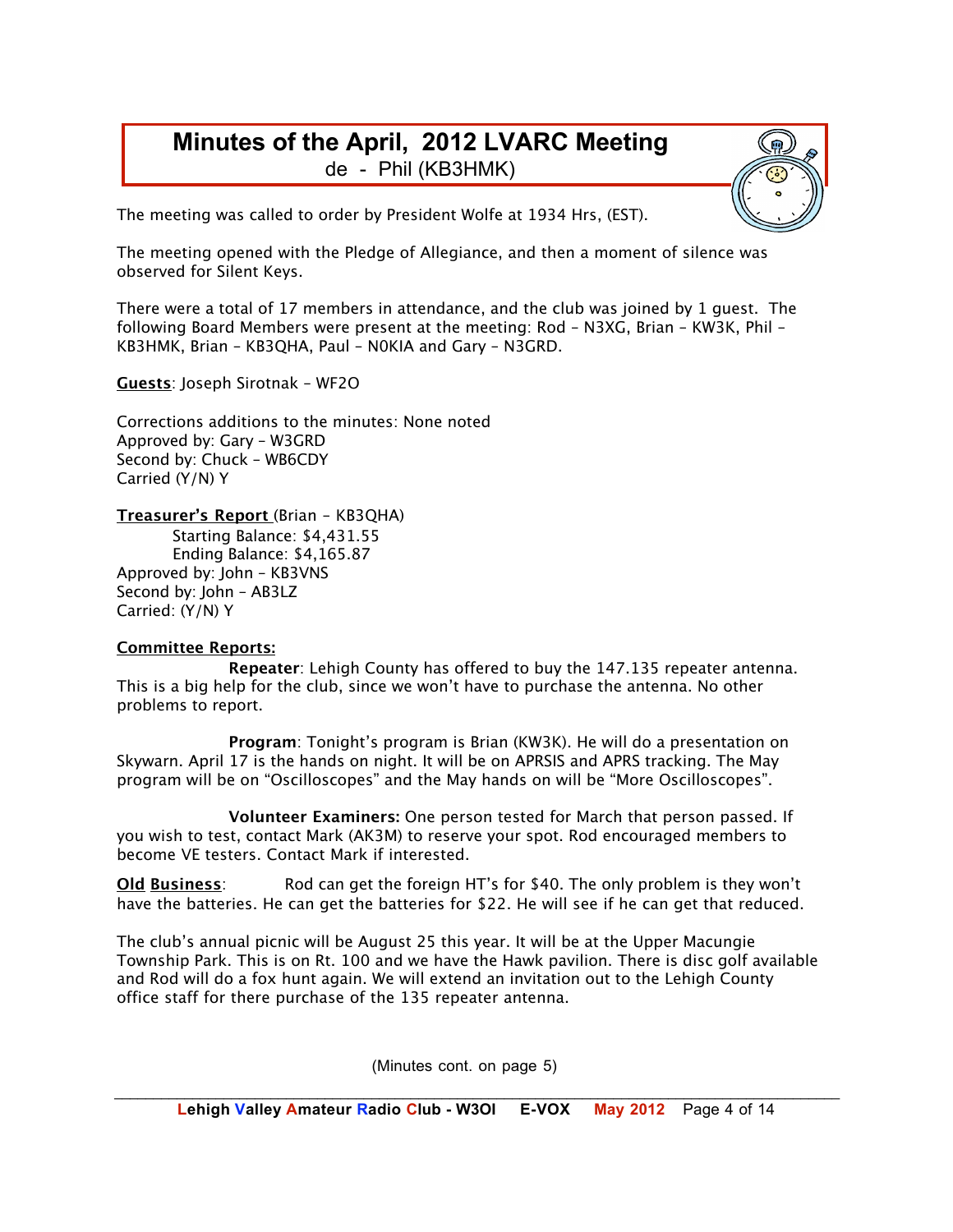# Minutes of the April, 2012 LVARC Meeting

de - Phil (KB3HMK)

The meeting was called to order by President Wolfe at 1934 Hrs, (EST).

The meeting opened with the Pledge of Allegiance, and then a moment of silence was observed for Silent Keys.

There were a total of 17 members in attendance, and the club was joined by 1 guest. The following Board Members were present at the meeting: Rod – N3XG, Brian – KW3K, Phil – KB3HMK, Brian – KB3QHA, Paul – N0KIA and Gary – N3GRD.

**Guests**: Joseph Sirotnak – WF2O

Corrections additions to the minutes: None noted
Approved by: Gary – W3GRD
Second by: Chuck – WB6CDY
Carried (Y/N) Y

**Treasurer's Report** (Brian – KB3QHA)

Starting Balance: $4,431.55
Ending Balance: $4,165.87

Approved by: John – KB3VNS
Second by: John – AB3LZ
Carried: (Y/N) Y

**Committee Reports:**

**Repeater**: Lehigh County has offered to buy the 147.135 repeater antenna. This is a big help for the club, since we won't have to purchase the antenna. No other problems to report.

**Program**: Tonight's program is Brian (KW3K). He will do a presentation on Skywarn. April 17 is the hands on night. It will be on APRSIS and APRS tracking. The May program will be on "Oscilloscopes" and the May hands on will be "More Oscilloscopes".

**Volunteer Examiners:** One person tested for March that person passed. If you wish to test, contact Mark (AK3M) to reserve your spot. Rod encouraged members to become VE testers. Contact Mark if interested.

**Old Business**: Rod can get the foreign HT's for $40. The only problem is they won't have the batteries. He can get the batteries for $22. He will see if he can get that reduced.

The club's annual picnic will be August 25 this year. It will be at the Upper Macungie Township Park. This is on Rt. 100 and we have the Hawk pavilion. There is disc golf available and Rod will do a fox hunt again. We will extend an invitation out to the Lehigh County office staff for there purchase of the 135 repeater antenna.

(Minutes cont. on page 5)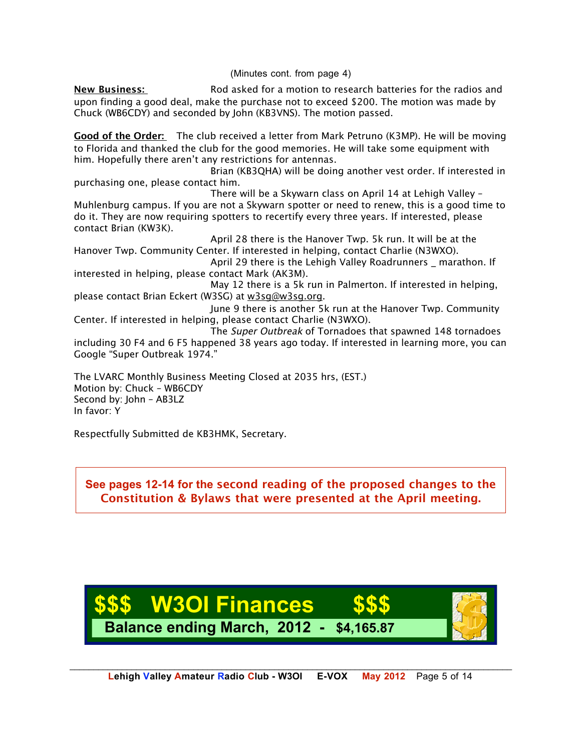(Minutes cont. from page 4)

**New Business:** Rod asked for a motion to research batteries for the radios and upon finding a good deal, make the purchase not to exceed $200. The motion was made by Chuck (WB6CDY) and seconded by John (KB3VNS). The motion passed.

**Good of the Order:** The club received a letter from Mark Petruno (K3MP). He will be moving to Florida and thanked the club for the good memories. He will take some equipment with him. Hopefully there aren't any restrictions for antennas.

Brian (KB3QHA) will be doing another vest order. If interested in purchasing one, please contact him.

There will be a Skywarn class on April 14 at Lehigh Valley – Muhlenburg campus. If you are not a Skywarn spotter or need to renew, this is a good time to do it. They are now requiring spotters to recertify every three years. If interested, please contact Brian (KW3K).

April 28 there is the Hanover Twp. 5k run. It will be at the Hanover Twp. Community Center. If interested in helping, contact Charlie (N3WXO).

April 29 there is the Lehigh Valley Roadrunners _ marathon. If interested in helping, please contact Mark (AK3M).

May 12 there is a 5k run in Palmerton. If interested in helping, please contact Brian Eckert (W3SG) at w3sg@w3sg.org.

June 9 there is another 5k run at the Hanover Twp. Community Center. If interested in helping, please contact Charlie (N3WXO).

The *Super Outbreak* of Tornadoes that spawned 148 tornadoes including 30 F4 and 6 F5 happened 38 years ago today. If interested in learning more, you can Google "Super Outbreak 1974."

The LVARC Monthly Business Meeting Closed at 2035 hrs, (EST.)
Motion by: Chuck – WB6CDY
Second by: John – AB3LZ
In favor: Y

Respectfully Submitted de KB3HMK, Secretary.

**See pages 12-14 for the second reading of the proposed changes to the Constitution & Bylaws that were presented at the April meeting.**

## $$$ W3OI Finances $$$

**Balance ending March, 2012 - $4,165.87**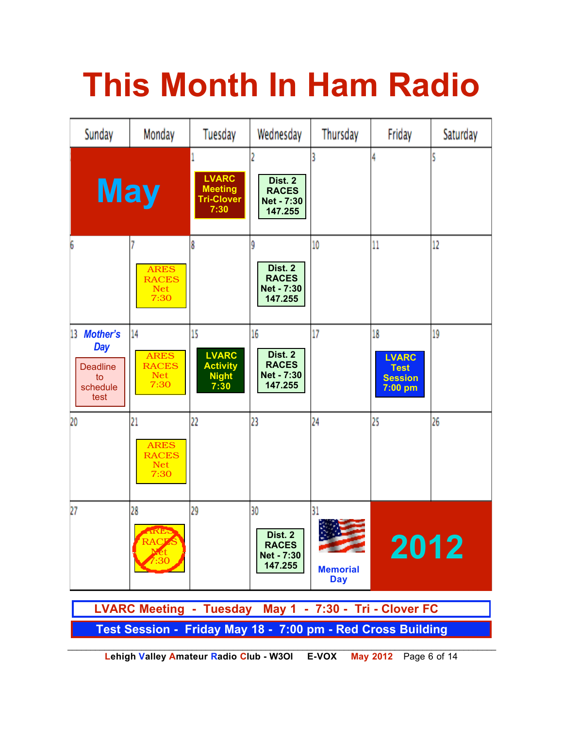# This Month In Ham Radio

| Sunday | Monday | Tuesday | Wednesday | Thursday | Friday | Saturday |
|---|---|---|---|---|---|---|
| **May** | | 1 LVARC Meeting Tri-Clover 7:30 | 2 Dist. 2 RACES Net - 7:30 147.255 | 3 | 4 | 5 |
| 6 | 7 ARES RACES Net 7:30 | 8 | 9 Dist. 2 RACES Net - 7:30 147.255 | 10 | 11 | 12 |
| 13 *Mother's Day* Deadline to schedule test | 14 ARES RACES Net 7:30 | 15 LVARC Activity Night 7:30 | 16 Dist. 2 RACES Net - 7:30 147.255 | 17 | 18 LVARC Test Session 7:00 pm | 19 |
| 20 | 21 ARES RACES Net 7:30 | 22 | 23 | 24 | 25 | 26 |
| 27 | 28 ~~ARES RACES Net 7:30~~ | 29 | 30 Dist. 2 RACES Net - 7:30 147.255 | 31 Memorial Day | **2012** | |

**LVARC Meeting - Tuesday May 1 - 7:30 - Tri - Clover FC**

**Test Session - Friday May 18 - 7:00 pm - Red Cross Building**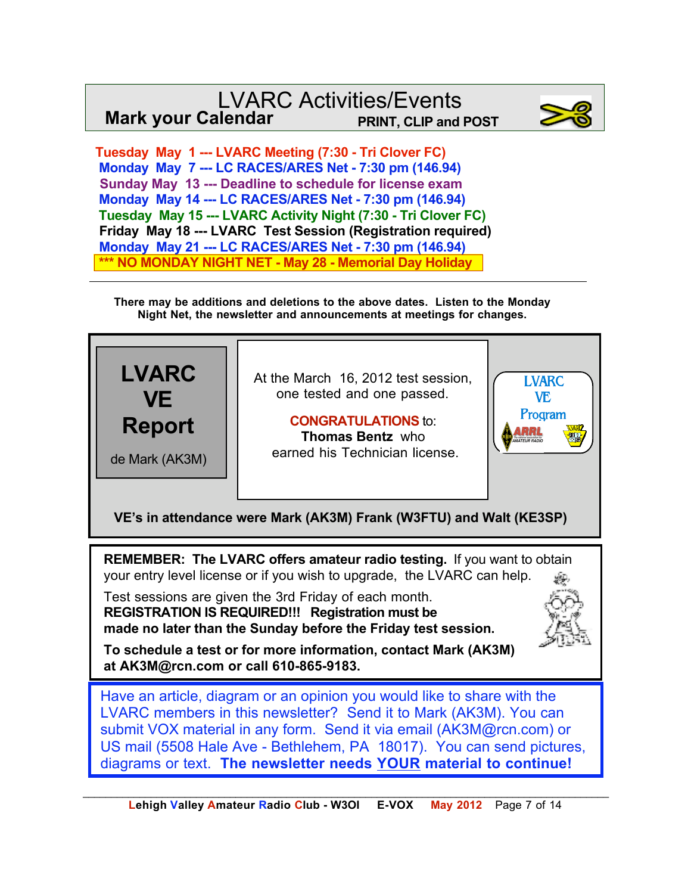# LVARC Activities/Events

**Mark your Calendar** — **PRINT, CLIP and POST**

**Tuesday May 1 --- LVARC Meeting (7:30 - Tri Clover FC)**
**Monday May 7 --- LC RACES/ARES Net - 7:30 pm (146.94)**
**Sunday May 13 --- Deadline to schedule for license exam**
**Monday May 14 --- LC RACES/ARES Net - 7:30 pm (146.94)**
**Tuesday May 15 --- LVARC Activity Night (7:30 - Tri Clover FC)**
**Friday May 18 --- LVARC Test Session (Registration required)**
**Monday May 21 --- LC RACES/ARES Net - 7:30 pm (146.94)**
**\*\*\* NO MONDAY NIGHT NET - May 28 - Memorial Day Holiday**

---

**There may be additions and deletions to the above dates. Listen to the Monday Night Net, the newsletter and announcements at meetings for changes.**

## LVARC VE Report

de Mark (AK3M)

At the March 16, 2012 test session, one tested and one passed.

**CONGRATULATIONS** to: **Thomas Bentz** who earned his Technician license.

LVARC VE Program

**VE's in attendance were Mark (AK3M) Frank (W3FTU) and Walt (KE3SP)**

**REMEMBER: The LVARC offers amateur radio testing.** If you want to obtain your entry level license or if you wish to upgrade, the LVARC can help.

Test sessions are given the 3rd Friday of each month.
**REGISTRATION IS REQUIRED!!! Registration must be made no later than the Sunday before the Friday test session.**

**To schedule a test or for more information, contact Mark (AK3M) at AK3M@rcn.com or call 610-865-9183.**

Have an article, diagram or an opinion you would like to share with the LVARC members in this newsletter? Send it to Mark (AK3M). You can submit VOX material in any form. Send it via email (AK3M@rcn.com) or US mail (5508 Hale Ave - Bethlehem, PA 18017). You can send pictures, diagrams or text. **The newsletter needs YOUR material to continue!**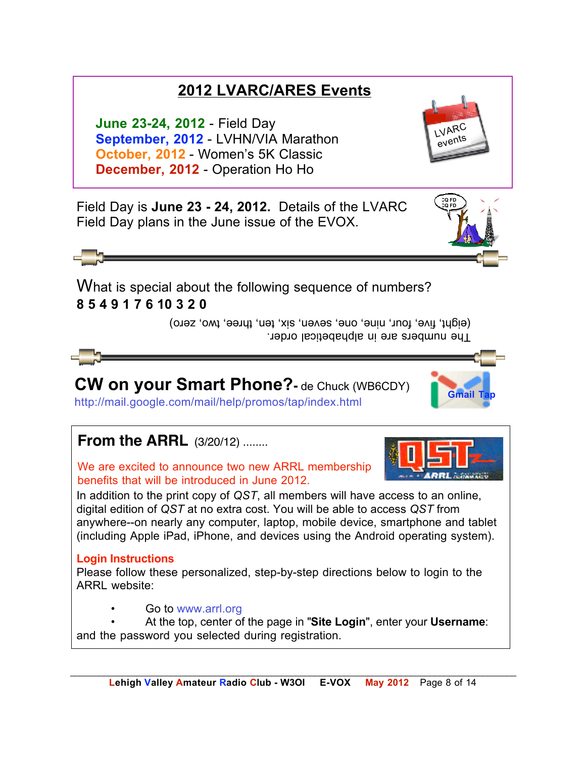## 2012 LVARC/ARES Events

**June 23-24, 2012** - Field Day
**September, 2012** - LVHN/VIA Marathon
**October, 2012** - Women's 5K Classic
**December, 2012** - Operation Ho Ho

Field Day is **June 23 - 24, 2012.** Details of the LVARC Field Day plans in the June issue of the EVOX.

---

What is special about the following sequence of numbers?

**8 5 4 9 1 7 6 10 3 2 0**

(eight, five, four, nine, one, seven, six, ten, three, two, zero)
The numbers are in alphabetical order.

---

## CW on your Smart Phone?- de Chuck (WB6CDY)

http://mail.google.com/mail/help/promos/tap/index.html

## From the ARRL (3/20/12) ........

We are excited to announce two new ARRL membership benefits that will be introduced in June 2012.

In addition to the print copy of *QST*, all members will have access to an online, digital edition of *QST* at no extra cost. You will be able to access *QST* from anywhere--on nearly any computer, laptop, mobile device, smartphone and tablet (including Apple iPad, iPhone, and devices using the Android operating system).

**Login Instructions**

Please follow these personalized, step-by-step directions below to login to the ARRL website:

- Go to www.arrl.org
- At the top, center of the page in "**Site Login**", enter your **Username**:

and the password you selected during registration.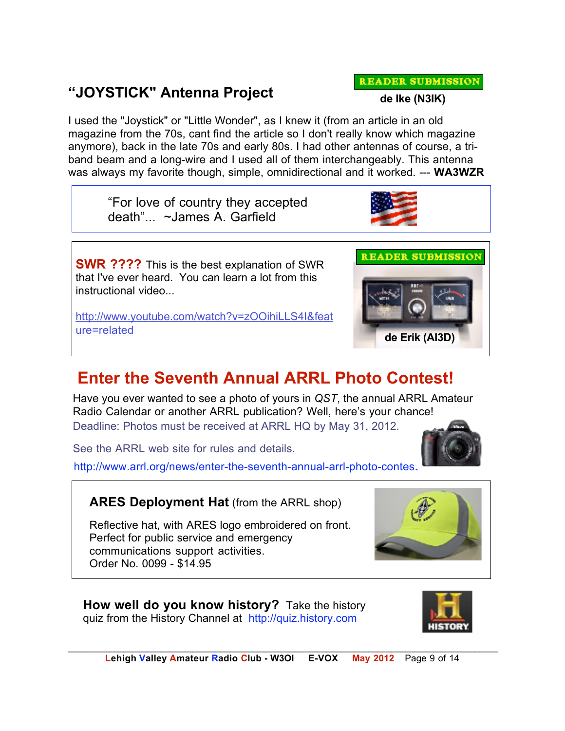## "JOYSTICK" Antenna Project

READER SUBMISSION

de Ike (N3IK)

I used the "Joystick" or "Little Wonder", as I knew it (from an article in an old magazine from the 70s, cant find the article so I don't really know which magazine anymore), back in the late 70s and early 80s. I had other antennas of course, a tri-band beam and a long-wire and I used all of them interchangeably. This antenna was always my favorite though, simple, omnidirectional and it worked. --- **WA3WZR**

"For love of country they accepted death"... ~James A. Garfield

**SWR ????** This is the best explanation of SWR that I've ever heard. You can learn a lot from this instructional video...

http://www.youtube.com/watch?v=zOOihiLLS4I&feature=related

READER SUBMISSION

de Erik (AI3D)

## Enter the Seventh Annual ARRL Photo Contest!

Have you ever wanted to see a photo of yours in *QST*, the annual ARRL Amateur Radio Calendar or another ARRL publication? Well, here's your chance!

Deadline: Photos must be received at ARRL HQ by May 31, 2012.

See the ARRL web site for rules and details.

http://www.arrl.org/news/enter-the-seventh-annual-arrl-photo-contes

**ARES Deployment Hat** (from the ARRL shop)

Reflective hat, with ARES logo embroidered on front. Perfect for public service and emergency communications support activities.
Order No. 0099 - $14.95

**How well do you know history?** Take the history quiz from the History Channel at http://quiz.history.com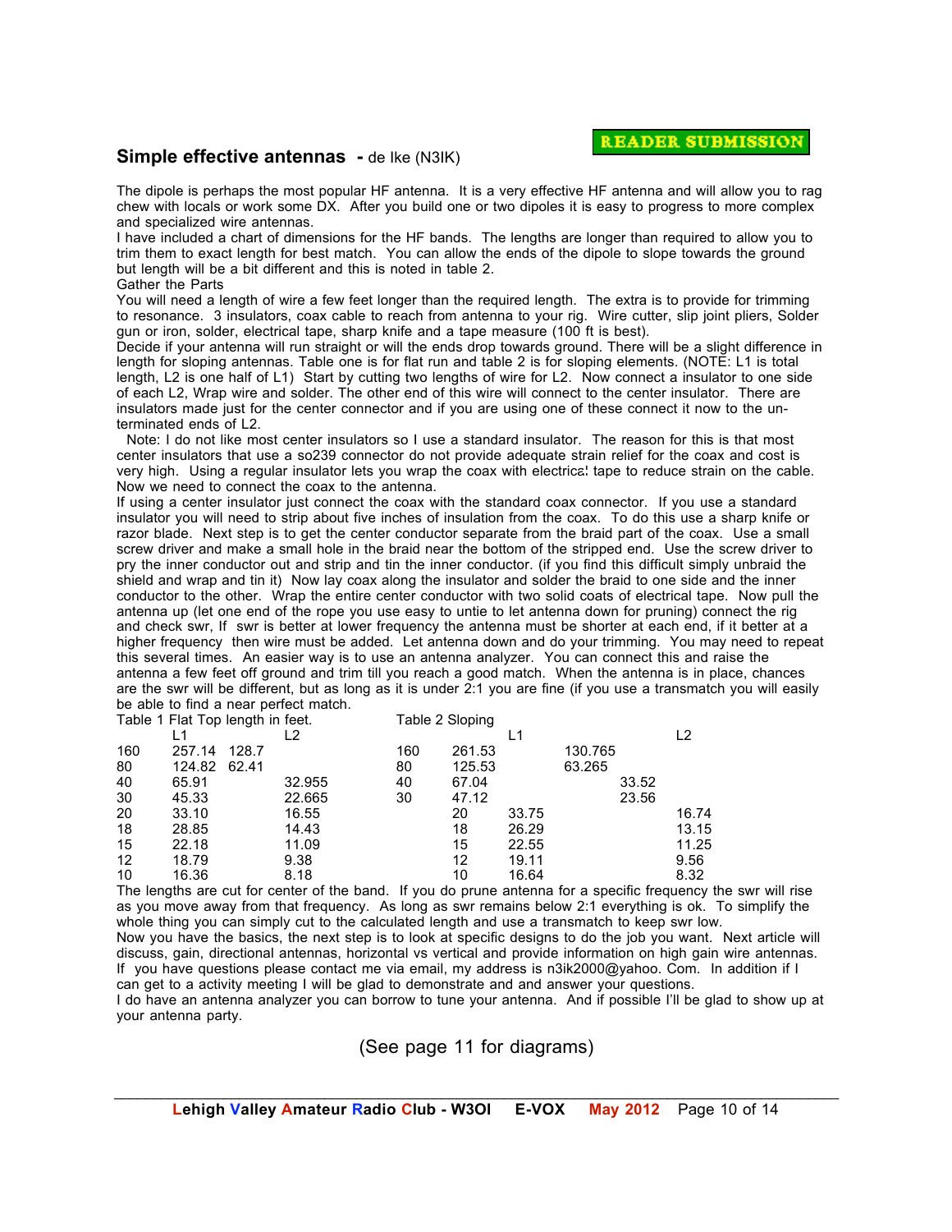**READER SUBMISSION**

## Simple effective antennas - de Ike (N3IK)

The dipole is perhaps the most popular HF antenna. It is a very effective HF antenna and will allow you to rag chew with locals or work some DX. After you build one or two dipoles it is easy to progress to more complex and specialized wire antennas.

I have included a chart of dimensions for the HF bands. The lengths are longer than required to allow you to trim them to exact length for best match. You can allow the ends of the dipole to slope towards the ground but length will be a bit different and this is noted in table 2.

Gather the Parts

You will need a length of wire a few feet longer than the required length. The extra is to provide for trimming to resonance. 3 insulators, coax cable to reach from antenna to your rig. Wire cutter, slip joint pliers, Solder gun or iron, solder, electrical tape, sharp knife and a tape measure (100 ft is best).

Decide if your antenna will run straight or will the ends drop towards ground. There will be a slight difference in length for sloping antennas. Table one is for flat run and table 2 is for sloping elements. (NOTE: L1 is total length, L2 is one half of L1) Start by cutting two lengths of wire for L2. Now connect a insulator to one side of each L2, Wrap wire and solder. The other end of this wire will connect to the center insulator. There are insulators made just for the center connector and if you are using one of these connect it now to the un-terminated ends of L2.

Note: I do not like most center insulators so I use a standard insulator. The reason for this is that most center insulators that use a so239 connector do not provide adequate strain relief for the coax and cost is very high. Using a regular insulator lets you wrap the coax with electrical tape to reduce strain on the cable. Now we need to connect the coax to the antenna.

If using a center insulator just connect the coax with the standard coax connector. If you use a standard insulator you will need to strip about five inches of insulation from the coax. To do this use a sharp knife or razor blade. Next step is to get the center conductor separate from the braid part of the coax. Use a small screw driver and make a small hole in the braid near the bottom of the stripped end. Use the screw driver to pry the inner conductor out and strip and tin the inner conductor. (if you find this difficult simply unbraid the shield and wrap and tin it) Now lay coax along the insulator and solder the braid to one side and the inner conductor to the other. Wrap the entire center conductor with two solid coats of electrical tape. Now pull the antenna up (let one end of the rope you use easy to untie to let antenna down for pruning) connect the rig and check swr, If swr is better at lower frequency the antenna must be shorter at each end, if it better at a higher frequency then wire must be added. Let antenna down and do your trimming. You may need to repeat this several times. An easier way is to use an antenna analyzer. You can connect this and raise the antenna a few feet off ground and trim till you reach a good match. When the antenna is in place, chances are the swr will be different, but as long as it is under 2:1 you are fine (if you use a transmatch you will easily be able to find a near perfect match.

Table 1 Flat Top length in feet.

| | L1 | L2 |
|---|---|---|
| 160 | 257.14 | 128.7 |
| 80 | 124.82 | 62.41 |
| 40 | 65.91 | 32.955 |
| 30 | 45.33 | 22.665 |
| 20 | 33.10 | 16.55 |
| 18 | 28.85 | 14.43 |
| 15 | 22.18 | 11.09 |
| 12 | 18.79 | 9.38 |
| 10 | 16.36 | 8.18 |

Table 2 Sloping

| | L1 | L2 |
|---|---|---|
| 160 | 261.53 | 130.765 |
| 80 | 125.53 | 63.265 |
| 40 | 67.04 | 33.52 |
| 30 | 47.12 | 23.56 |
| 20 | 33.75 | 16.74 |
| 18 | 26.29 | 13.15 |
| 15 | 22.55 | 11.25 |
| 12 | 19.11 | 9.56 |
| 10 | 16.64 | 8.32 |

The lengths are cut for center of the band. If you do prune antenna for a specific frequency the swr will rise as you move away from that frequency. As long as swr remains below 2:1 everything is ok. To simplify the whole thing you can simply cut to the calculated length and use a transmatch to keep swr low.

Now you have the basics, the next step is to look at specific designs to do the job you want. Next article will discuss, gain, directional antennas, horizontal vs vertical and provide information on high gain wire antennas. If you have questions please contact me via email, my address is n3ik2000@yahoo. Com. In addition if I can get to a activity meeting I will be glad to demonstrate and and answer your questions.

I do have an antenna analyzer you can borrow to tune your antenna. And if possible I'll be glad to show up at your antenna party.

(See page 11 for diagrams)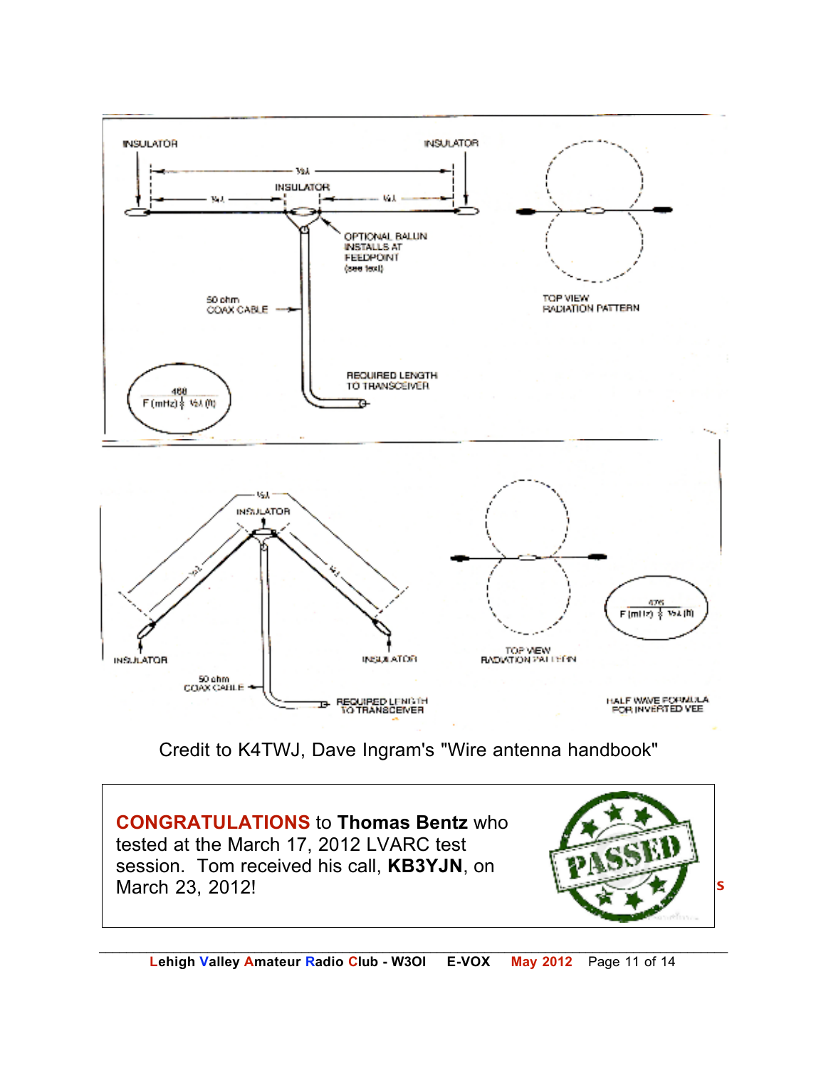INSULATOR

INSULATOR

½λ

INSULATOR

¼λ

¼λ

OPTIONAL BALUN INSTALLS AT FEEDPOINT (see text)

50 ohm COAX CABLE

REQUIRED LENGTH TO TRANSCEIVER

$\frac{468}{F\,(\text{mHz})} = ½λ\,(\text{ft})$

TOP VIEW RADIATION PATTERN

½λ

INSULATOR

¼λ

¼λ

INSULATOR

INSULATOR

50 ohm COAX CABLE

REQUIRED LENGTH TO TRANSCEIVER

TOP VIEW RADIATION PATTERN

$\frac{476}{F\,(\text{mHz})} = ½λ\,(\text{ft})$

HALF WAVE FORMULA FOR INVERTED VEE

Credit to K4TWJ, Dave Ingram's "Wire antenna handbook"

**CONGRATULATIONS** to **Thomas Bentz** who tested at the March 17, 2012 LVARC test session. Tom received his call, **KB3YJN**, on March 23, 2012!

PASSED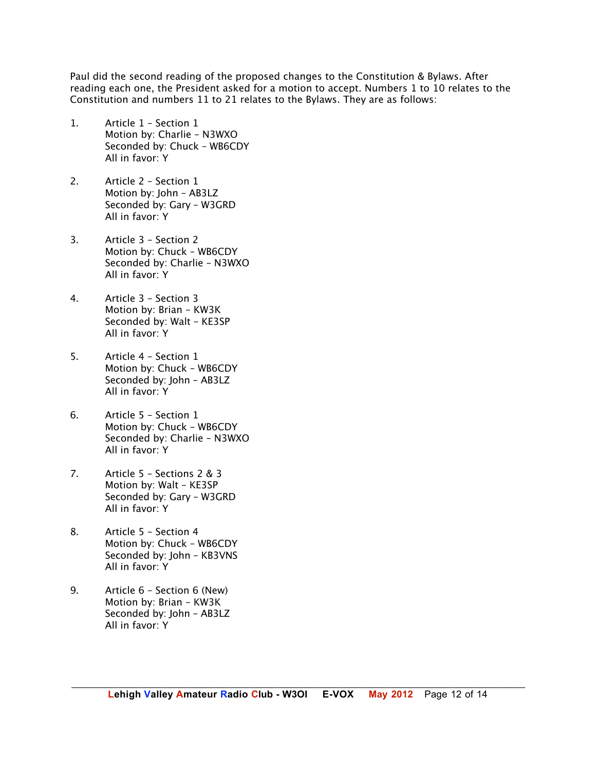Paul did the second reading of the proposed changes to the Constitution & Bylaws. After reading each one, the President asked for a motion to accept. Numbers 1 to 10 relates to the Constitution and numbers 11 to 21 relates to the Bylaws. They are as follows:

1. Article 1 – Section 1
   Motion by: Charlie – N3WXO
   Seconded by: Chuck – WB6CDY
   All in favor: Y

2. Article 2 – Section 1
   Motion by: John – AB3LZ
   Seconded by: Gary – W3GRD
   All in favor: Y

3. Article 3 – Section 2
   Motion by: Chuck – WB6CDY
   Seconded by: Charlie – N3WXO
   All in favor: Y

4. Article 3 – Section 3
   Motion by: Brian – KW3K
   Seconded by: Walt – KE3SP
   All in favor: Y

5. Article 4 – Section 1
   Motion by: Chuck – WB6CDY
   Seconded by: John – AB3LZ
   All in favor: Y

6. Article 5 – Section 1
   Motion by: Chuck – WB6CDY
   Seconded by: Charlie – N3WXO
   All in favor: Y

7. Article 5 – Sections 2 & 3
   Motion by: Walt – KE3SP
   Seconded by: Gary – W3GRD
   All in favor: Y

8. Article 5 – Section 4
   Motion by: Chuck – WB6CDY
   Seconded by: John – KB3VNS
   All in favor: Y

9. Article 6 – Section 6 (New)
   Motion by: Brian – KW3K
   Seconded by: John – AB3LZ
   All in favor: Y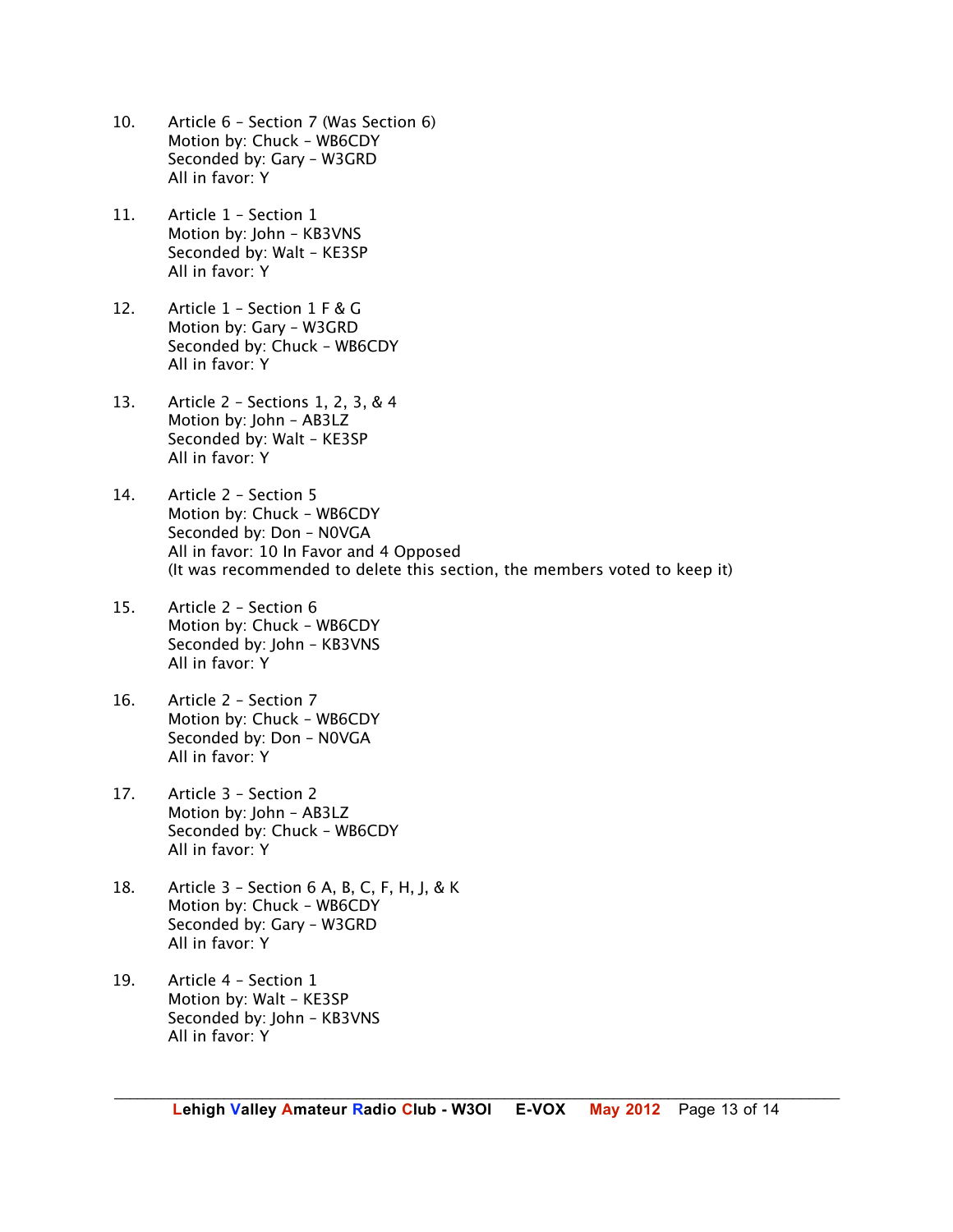10. Article 6 – Section 7 (Was Section 6)
    Motion by: Chuck – WB6CDY
    Seconded by: Gary – W3GRD
    All in favor: Y

11. Article 1 – Section 1
    Motion by: John – KB3VNS
    Seconded by: Walt – KE3SP
    All in favor: Y

12. Article 1 – Section 1 F & G
    Motion by: Gary – W3GRD
    Seconded by: Chuck – WB6CDY
    All in favor: Y

13. Article 2 – Sections 1, 2, 3, & 4
    Motion by: John – AB3LZ
    Seconded by: Walt – KE3SP
    All in favor: Y

14. Article 2 – Section 5
    Motion by: Chuck – WB6CDY
    Seconded by: Don – N0VGA
    All in favor: 10 In Favor and 4 Opposed
    (It was recommended to delete this section, the members voted to keep it)

15. Article 2 – Section 6
    Motion by: Chuck – WB6CDY
    Seconded by: John – KB3VNS
    All in favor: Y

16. Article 2 – Section 7
    Motion by: Chuck – WB6CDY
    Seconded by: Don – N0VGA
    All in favor: Y

17. Article 3 – Section 2
    Motion by: John – AB3LZ
    Seconded by: Chuck – WB6CDY
    All in favor: Y

18. Article 3 – Section 6 A, B, C, F, H, J, & K
    Motion by: Chuck – WB6CDY
    Seconded by: Gary – W3GRD
    All in favor: Y

19. Article 4 – Section 1
    Motion by: Walt – KE3SP
    Seconded by: John – KB3VNS
    All in favor: Y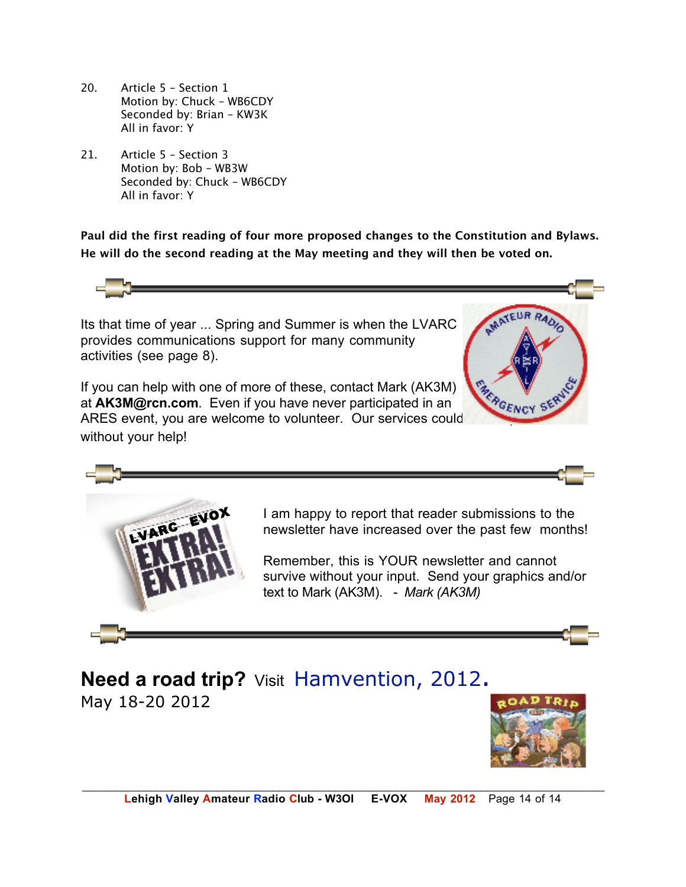20. Article 5 – Section 1
    Motion by: Chuck – WB6CDY
    Seconded by: Brian – KW3K
    All in favor: Y

21. Article 5 – Section 3
    Motion by: Bob – WB3W
    Seconded by: Chuck – WB6CDY
    All in favor: Y

**Paul did the first reading of four more proposed changes to the Constitution and Bylaws. He will do the second reading at the May meeting and they will then be voted on.**

Its that time of year ... Spring and Summer is when the LVARC provides communications support for many community activities (see page 8).

If you can help with one of more of these, contact Mark (AK3M) at **AK3M@rcn.com**. Even if you have never participated in an ARES event, you are welcome to volunteer. Our services could without your help!

I am happy to report that reader submissions to the newsletter have increased over the past few months!

Remember, this is YOUR newsletter and cannot survive without your input. Send your graphics and/or text to Mark (AK3M). - *Mark (AK3M)*

**Need a road trip?** Visit Hamvention, 2012**.**

May 18-20 2012